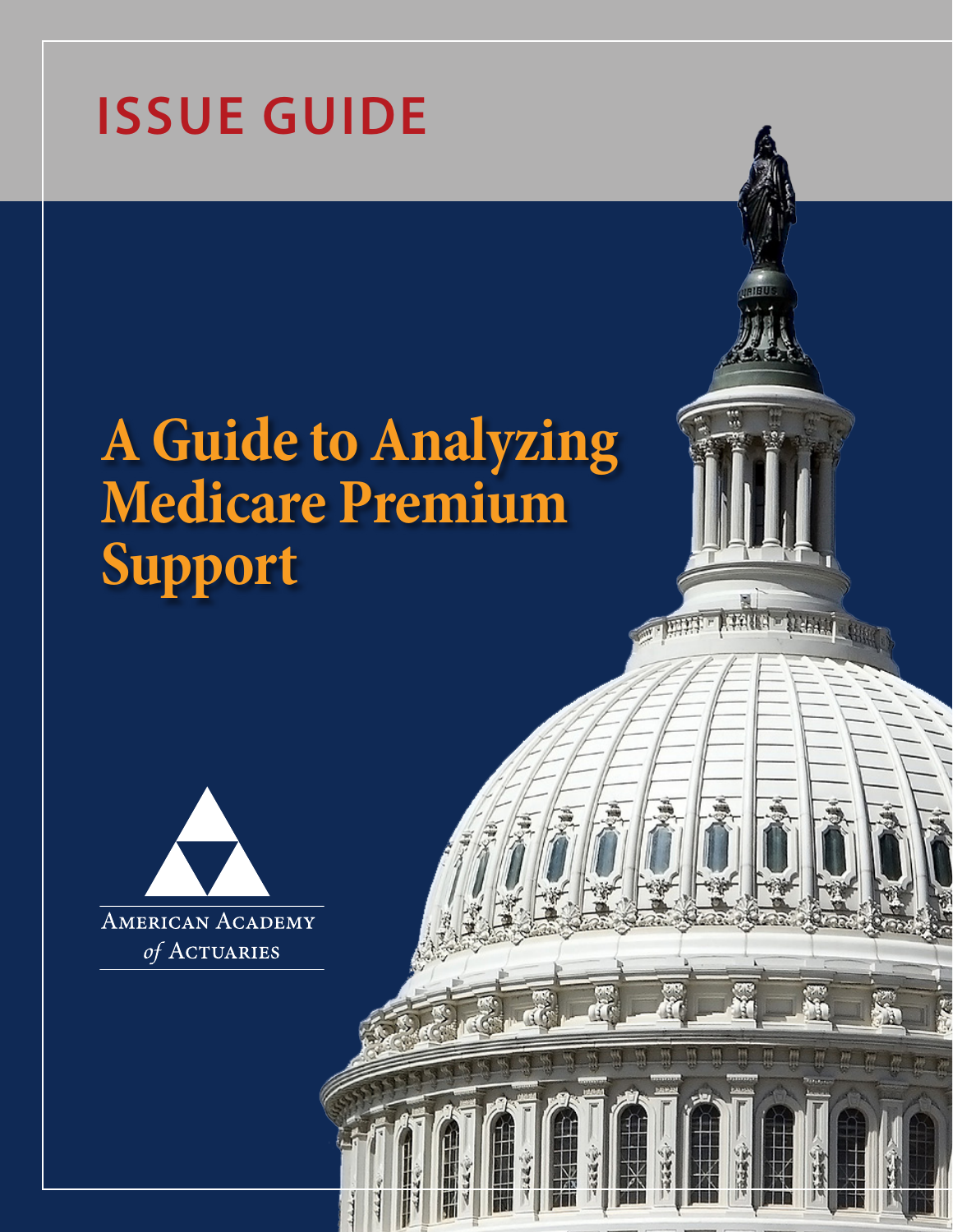ISSUE GUIDE

# A Guide to Analyzing Medicare Premium Support

American Academy *of* Actuaries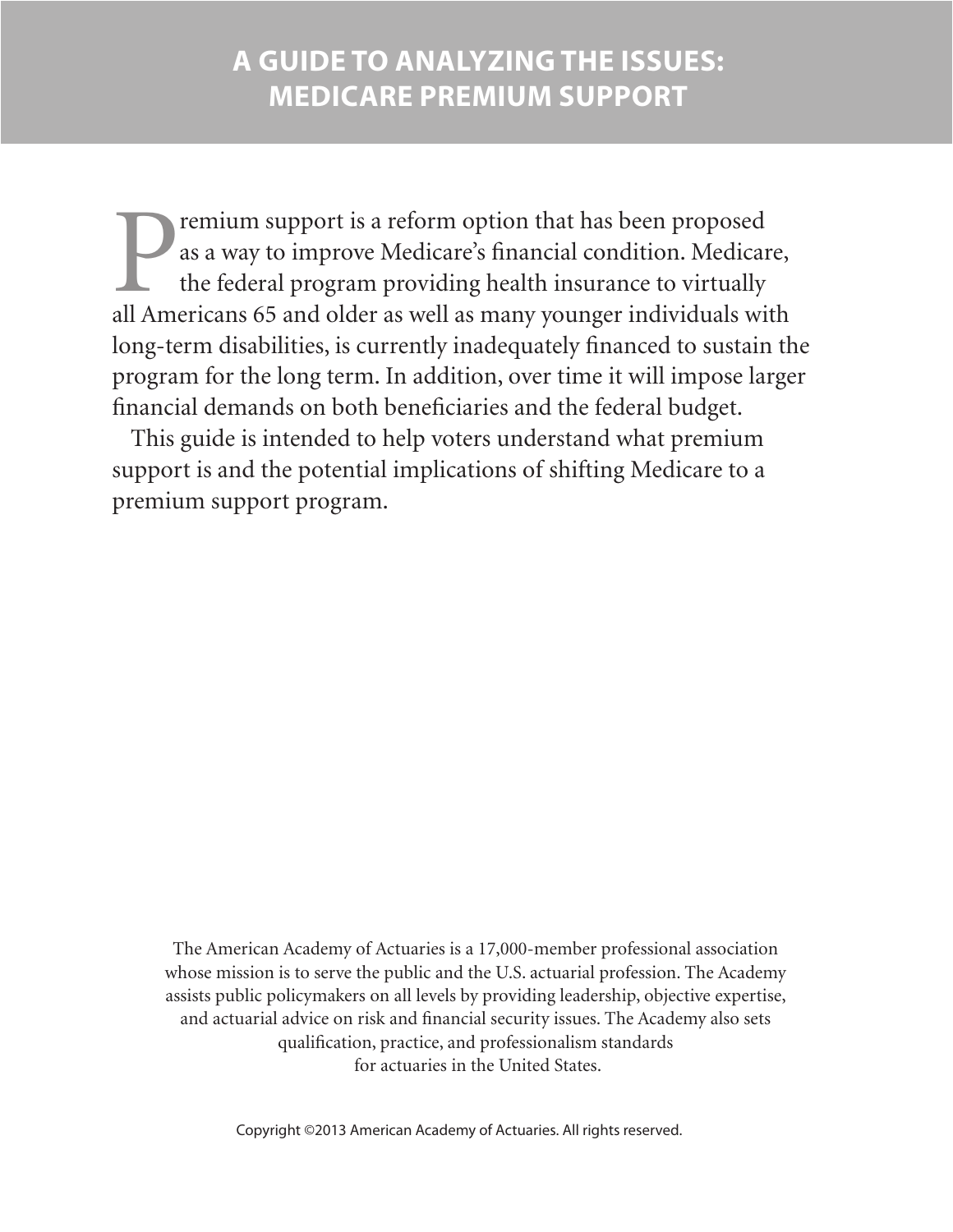# A GUIDE TO ANALYZING THE ISSUES: MEDICARE PREMIUM SUPPORT

Premium support is a reform option that has been proposed as a way to improve Medicare's financial condition. Medicare, the federal program providing health insurance to virtually all Americans 65 and older as well as many younger individuals with long-term disabilities, is currently inadequately financed to sustain the program for the long term. In addition, over time it will impose larger financial demands on both beneficiaries and the federal budget.

This guide is intended to help voters understand what premium support is and the potential implications of shifting Medicare to a premium support program.

The American Academy of Actuaries is a 17,000-member professional association whose mission is to serve the public and the U.S. actuarial profession. The Academy assists public policymakers on all levels by providing leadership, objective expertise, and actuarial advice on risk and financial security issues. The Academy also sets qualification, practice, and professionalism standards for actuaries in the United States.

Copyright ©2013 American Academy of Actuaries. All rights reserved.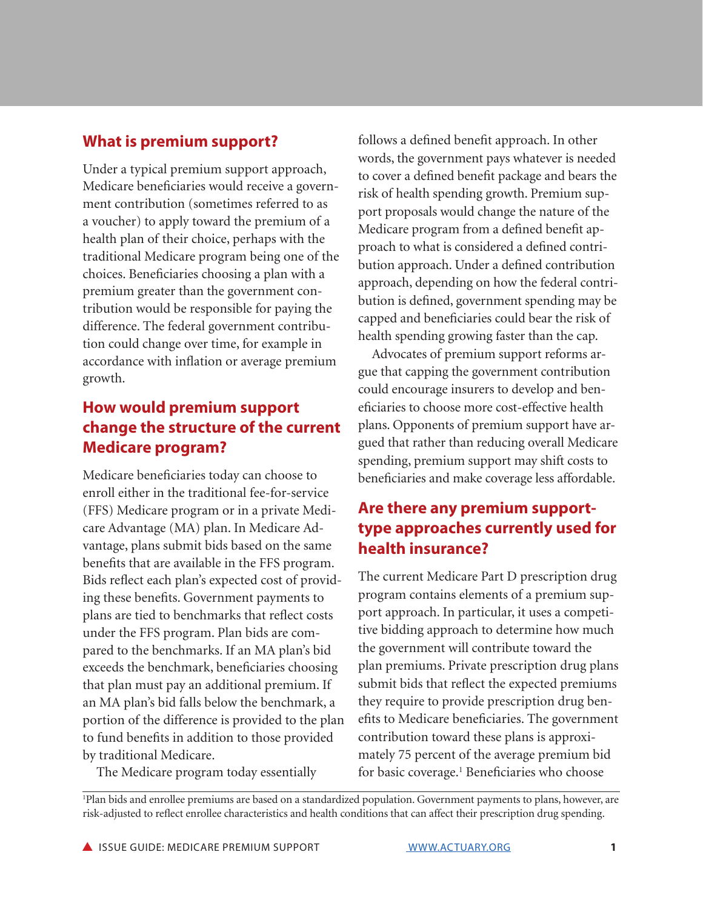## What is premium support?

Under a typical premium support approach, Medicare beneficiaries would receive a government contribution (sometimes referred to as a voucher) to apply toward the premium of a health plan of their choice, perhaps with the traditional Medicare program being one of the choices. Beneficiaries choosing a plan with a premium greater than the government contribution would be responsible for paying the difference. The federal government contribution could change over time, for example in accordance with inflation or average premium growth.

## How would premium support change the structure of the current Medicare program?

Medicare beneficiaries today can choose to enroll either in the traditional fee-for-service (FFS) Medicare program or in a private Medicare Advantage (MA) plan. In Medicare Advantage, plans submit bids based on the same benefits that are available in the FFS program. Bids reflect each plan's expected cost of providing these benefits. Government payments to plans are tied to benchmarks that reflect costs under the FFS program. Plan bids are compared to the benchmarks. If an MA plan's bid exceeds the benchmark, beneficiaries choosing that plan must pay an additional premium. If an MA plan's bid falls below the benchmark, a portion of the difference is provided to the plan to fund benefits in addition to those provided by traditional Medicare.

The Medicare program today essentially follows a defined benefit approach. In other words, the government pays whatever is needed to cover a defined benefit package and bears the risk of health spending growth. Premium support proposals would change the nature of the Medicare program from a defined benefit approach to what is considered a defined contribution approach. Under a defined contribution approach, depending on how the federal contribution is defined, government spending may be capped and beneficiaries could bear the risk of health spending growing faster than the cap.

Advocates of premium support reforms argue that capping the government contribution could encourage insurers to develop and beneficiaries to choose more cost-effective health plans. Opponents of premium support have argued that rather than reducing overall Medicare spending, premium support may shift costs to beneficiaries and make coverage less affordable.

## Are there any premium support-type approaches currently used for health insurance?

The current Medicare Part D prescription drug program contains elements of a premium support approach. In particular, it uses a competitive bidding approach to determine how much the government will contribute toward the plan premiums. Private prescription drug plans submit bids that reflect the expected premiums they require to provide prescription drug benefits to Medicare beneficiaries. The government contribution toward these plans is approximately 75 percent of the average premium bid for basic coverage.[1] Beneficiaries who choose

[1]Plan bids and enrollee premiums are based on a standardized population. Government payments to plans, however, are risk-adjusted to reflect enrollee characteristics and health conditions that can affect their prescription drug spending.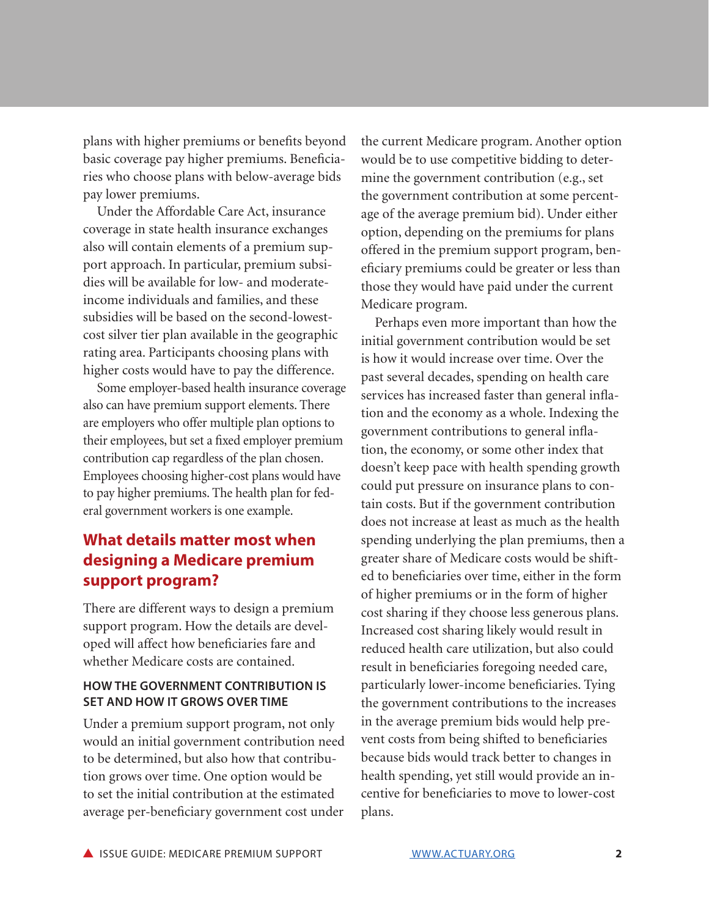plans with higher premiums or benefits beyond basic coverage pay higher premiums. Beneficiaries who choose plans with below-average bids pay lower premiums.

Under the Affordable Care Act, insurance coverage in state health insurance exchanges also will contain elements of a premium support approach. In particular, premium subsidies will be available for low- and moderate-income individuals and families, and these subsidies will be based on the second-lowest-cost silver tier plan available in the geographic rating area. Participants choosing plans with higher costs would have to pay the difference.

Some employer-based health insurance coverage also can have premium support elements. There are employers who offer multiple plan options to their employees, but set a fixed employer premium contribution cap regardless of the plan chosen. Employees choosing higher-cost plans would have to pay higher premiums. The health plan for federal government workers is one example.

## What details matter most when designing a Medicare premium support program?

There are different ways to design a premium support program. How the details are developed will affect how beneficiaries fare and whether Medicare costs are contained.

### HOW THE GOVERNMENT CONTRIBUTION IS SET AND HOW IT GROWS OVER TIME

Under a premium support program, not only would an initial government contribution need to be determined, but also how that contribution grows over time. One option would be to set the initial contribution at the estimated average per-beneficiary government cost under the current Medicare program. Another option would be to use competitive bidding to determine the government contribution (e.g., set the government contribution at some percentage of the average premium bid). Under either option, depending on the premiums for plans offered in the premium support program, beneficiary premiums could be greater or less than those they would have paid under the current Medicare program.

Perhaps even more important than how the initial government contribution would be set is how it would increase over time. Over the past several decades, spending on health care services has increased faster than general inflation and the economy as a whole. Indexing the government contributions to general inflation, the economy, or some other index that doesn't keep pace with health spending growth could put pressure on insurance plans to contain costs. But if the government contribution does not increase at least as much as the health spending underlying the plan premiums, then a greater share of Medicare costs would be shifted to beneficiaries over time, either in the form of higher premiums or in the form of higher cost sharing if they choose less generous plans. Increased cost sharing likely would result in reduced health care utilization, but also could result in beneficiaries foregoing needed care, particularly lower-income beneficiaries. Tying the government contributions to the increases in the average premium bids would help prevent costs from being shifted to beneficiaries because bids would track better to changes in health spending, yet still would provide an incentive for beneficiaries to move to lower-cost plans.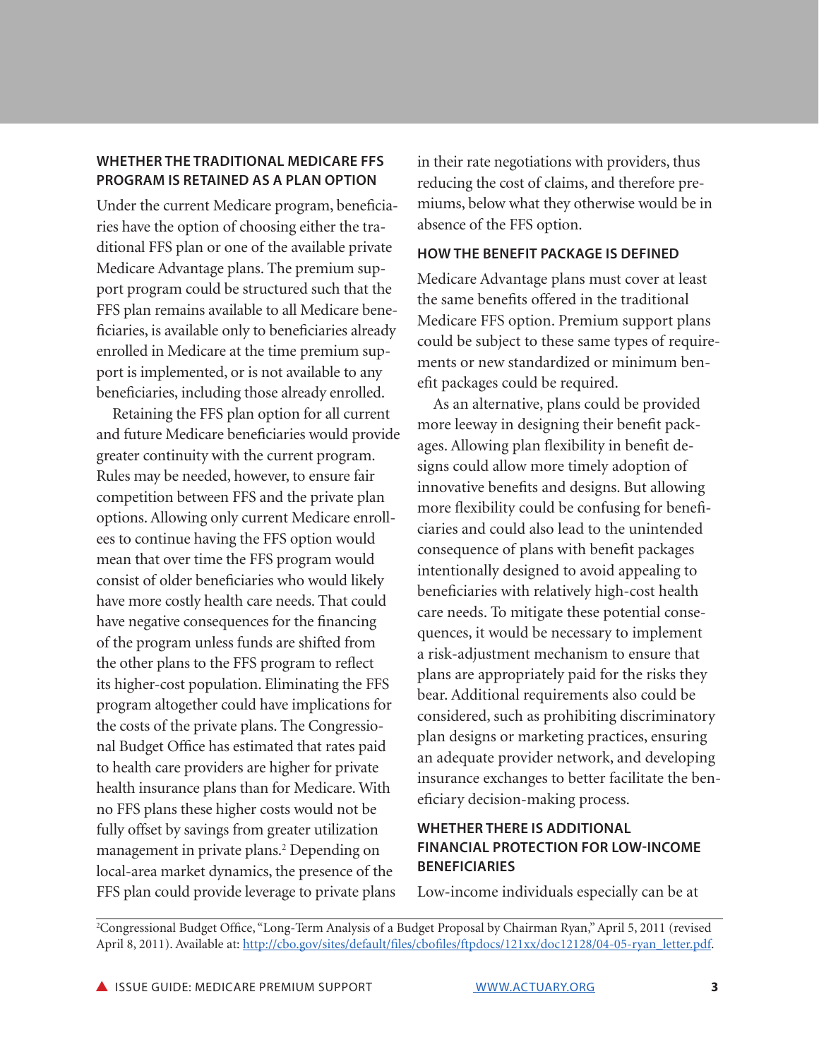### WHETHER THE TRADITIONAL MEDICARE FFS PROGRAM IS RETAINED AS A PLAN OPTION

Under the current Medicare program, beneficiaries have the option of choosing either the traditional FFS plan or one of the available private Medicare Advantage plans. The premium support program could be structured such that the FFS plan remains available to all Medicare beneficiaries, is available only to beneficiaries already enrolled in Medicare at the time premium support is implemented, or is not available to any beneficiaries, including those already enrolled.

Retaining the FFS plan option for all current and future Medicare beneficiaries would provide greater continuity with the current program. Rules may be needed, however, to ensure fair competition between FFS and the private plan options. Allowing only current Medicare enrollees to continue having the FFS option would mean that over time the FFS program would consist of older beneficiaries who would likely have more costly health care needs. That could have negative consequences for the financing of the program unless funds are shifted from the other plans to the FFS program to reflect its higher-cost population. Eliminating the FFS program altogether could have implications for the costs of the private plans. The Congressional Budget Office has estimated that rates paid to health care providers are higher for private health insurance plans than for Medicare. With no FFS plans these higher costs would not be fully offset by savings from greater utilization management in private plans.[2] Depending on local-area market dynamics, the presence of the FFS plan could provide leverage to private plans in their rate negotiations with providers, thus reducing the cost of claims, and therefore premiums, below what they otherwise would be in absence of the FFS option.

### HOW THE BENEFIT PACKAGE IS DEFINED

Medicare Advantage plans must cover at least the same benefits offered in the traditional Medicare FFS option. Premium support plans could be subject to these same types of requirements or new standardized or minimum benefit packages could be required.

As an alternative, plans could be provided more leeway in designing their benefit packages. Allowing plan flexibility in benefit designs could allow more timely adoption of innovative benefits and designs. But allowing more flexibility could be confusing for beneficiaries and could also lead to the unintended consequence of plans with benefit packages intentionally designed to avoid appealing to beneficiaries with relatively high-cost health care needs. To mitigate these potential consequences, it would be necessary to implement a risk-adjustment mechanism to ensure that plans are appropriately paid for the risks they bear. Additional requirements also could be considered, such as prohibiting discriminatory plan designs or marketing practices, ensuring an adequate provider network, and developing insurance exchanges to better facilitate the beneficiary decision-making process.

### WHETHER THERE IS ADDITIONAL FINANCIAL PROTECTION FOR LOW-INCOME BENEFICIARIES

Low-income individuals especially can be at

---

[2] Congressional Budget Office, "Long-Term Analysis of a Budget Proposal by Chairman Ryan," April 5, 2011 (revised April 8, 2011). Available at: http://cbo.gov/sites/default/files/cbofiles/ftpdocs/121xx/doc12128/04-05-ryan_letter.pdf.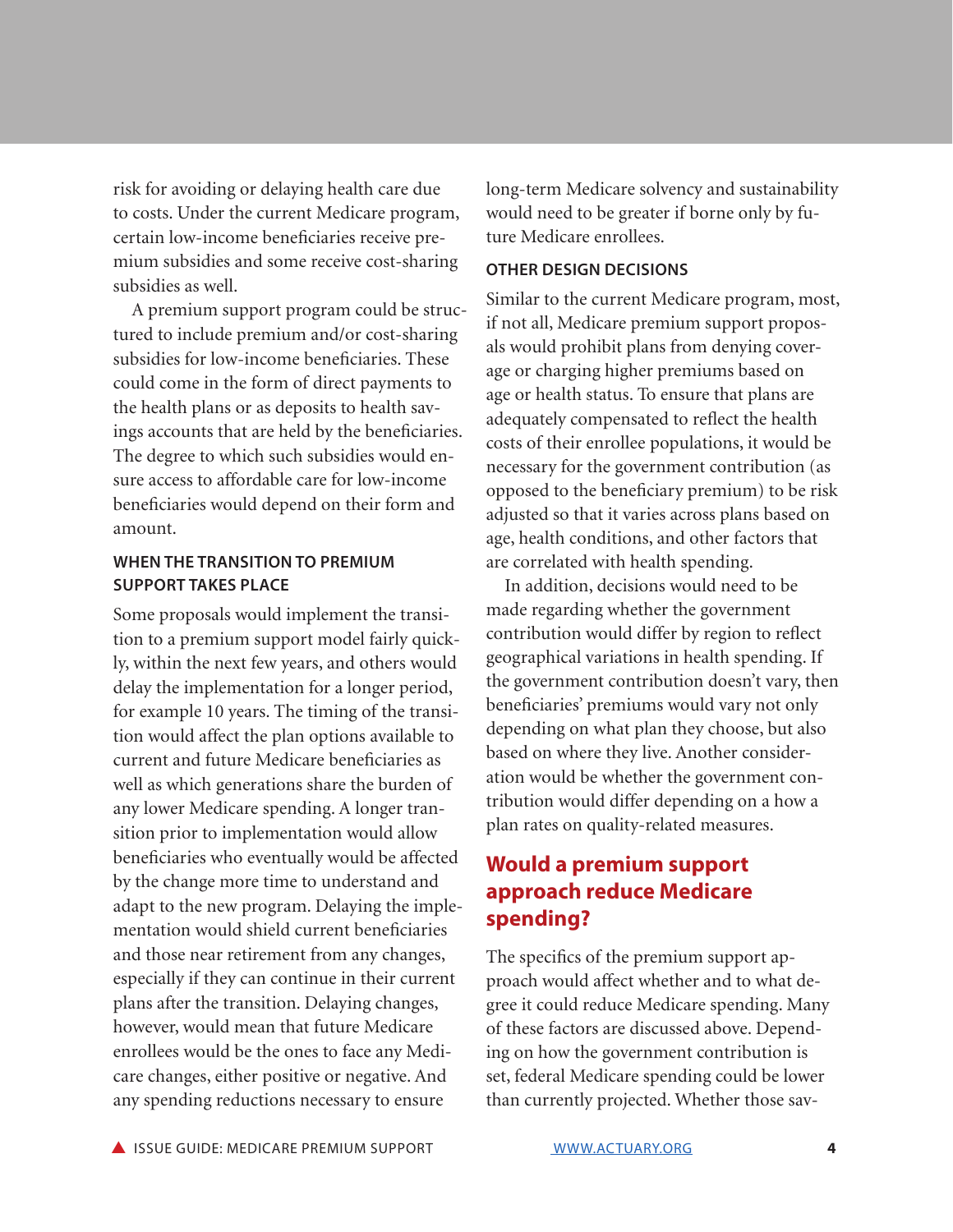risk for avoiding or delaying health care due to costs. Under the current Medicare program, certain low-income beneficiaries receive premium subsidies and some receive cost-sharing subsidies as well.

A premium support program could be structured to include premium and/or cost-sharing subsidies for low-income beneficiaries. These could come in the form of direct payments to the health plans or as deposits to health savings accounts that are held by the beneficiaries. The degree to which such subsidies would ensure access to affordable care for low-income beneficiaries would depend on their form and amount.

### WHEN THE TRANSITION TO PREMIUM SUPPORT TAKES PLACE

Some proposals would implement the transition to a premium support model fairly quickly, within the next few years, and others would delay the implementation for a longer period, for example 10 years. The timing of the transition would affect the plan options available to current and future Medicare beneficiaries as well as which generations share the burden of any lower Medicare spending. A longer transition prior to implementation would allow beneficiaries who eventually would be affected by the change more time to understand and adapt to the new program. Delaying the implementation would shield current beneficiaries and those near retirement from any changes, especially if they can continue in their current plans after the transition. Delaying changes, however, would mean that future Medicare enrollees would be the ones to face any Medicare changes, either positive or negative. And any spending reductions necessary to ensure long-term Medicare solvency and sustainability would need to be greater if borne only by future Medicare enrollees.

### OTHER DESIGN DECISIONS

Similar to the current Medicare program, most, if not all, Medicare premium support proposals would prohibit plans from denying coverage or charging higher premiums based on age or health status. To ensure that plans are adequately compensated to reflect the health costs of their enrollee populations, it would be necessary for the government contribution (as opposed to the beneficiary premium) to be risk adjusted so that it varies across plans based on age, health conditions, and other factors that are correlated with health spending.

In addition, decisions would need to be made regarding whether the government contribution would differ by region to reflect geographical variations in health spending. If the government contribution doesn't vary, then beneficiaries' premiums would vary not only depending on what plan they choose, but also based on where they live. Another consideration would be whether the government contribution would differ depending on a how a plan rates on quality-related measures.

## Would a premium support approach reduce Medicare spending?

The specifics of the premium support approach would affect whether and to what degree it could reduce Medicare spending. Many of these factors are discussed above. Depending on how the government contribution is set, federal Medicare spending could be lower than currently projected. Whether those sav-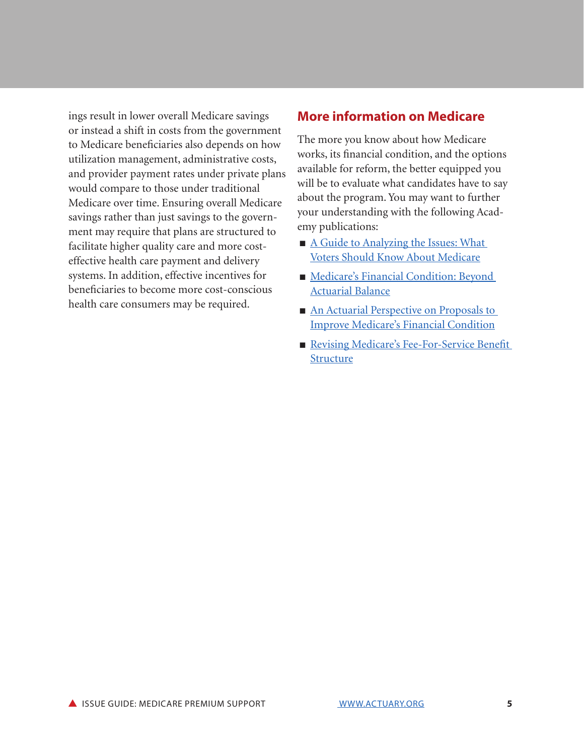ings result in lower overall Medicare savings or instead a shift in costs from the government to Medicare beneficiaries also depends on how utilization management, administrative costs, and provider payment rates under private plans would compare to those under traditional Medicare over time. Ensuring overall Medicare savings rather than just savings to the government may require that plans are structured to facilitate higher quality care and more cost-effective health care payment and delivery systems. In addition, effective incentives for beneficiaries to become more cost-conscious health care consumers may be required.

## More information on Medicare

The more you know about how Medicare works, its financial condition, and the options available for reform, the better equipped you will be to evaluate what candidates have to say about the program. You may want to further your understanding with the following Academy publications:

- A Guide to Analyzing the Issues: What Voters Should Know About Medicare
- Medicare's Financial Condition: Beyond Actuarial Balance
- An Actuarial Perspective on Proposals to Improve Medicare's Financial Condition
- Revising Medicare's Fee-For-Service Benefit Structure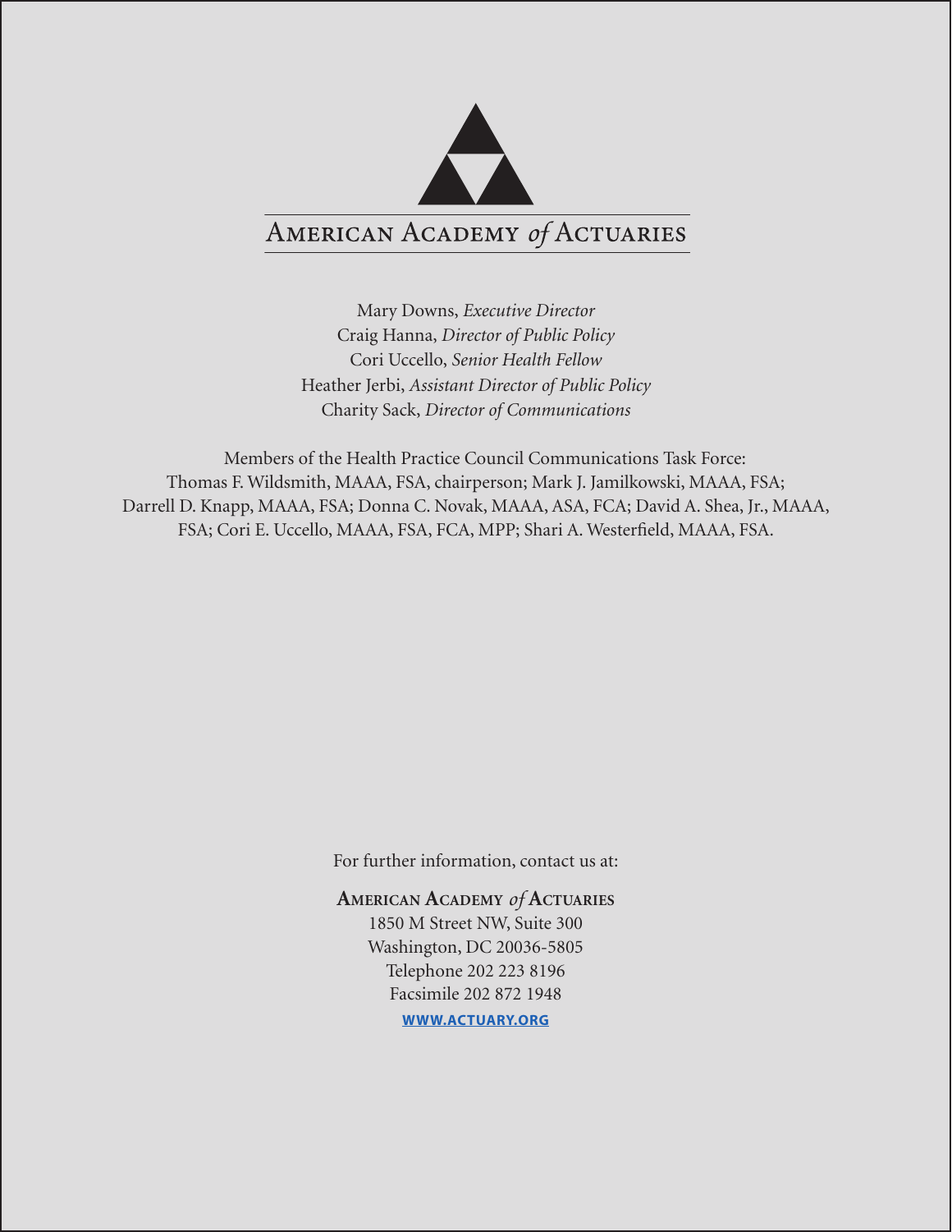# American Academy *of* Actuaries

Mary Downs, *Executive Director*
Craig Hanna, *Director of Public Policy*
Cori Uccello, *Senior Health Fellow*
Heather Jerbi, *Assistant Director of Public Policy*
Charity Sack, *Director of Communications*

Members of the Health Practice Council Communications Task Force:
Thomas F. Wildsmith, MAAA, FSA, chairperson; Mark J. Jamilkowski, MAAA, FSA; Darrell D. Knapp, MAAA, FSA; Donna C. Novak, MAAA, ASA, FCA; David A. Shea, Jr., MAAA, FSA; Cori E. Uccello, MAAA, FSA, FCA, MPP; Shari A. Westerfield, MAAA, FSA.

For further information, contact us at:

**American Academy *of* Actuaries**
1850 M Street NW, Suite 300
Washington, DC 20036-5805
Telephone 202 223 8196
Facsimile 202 872 1948
**WWW.ACTUARY.ORG**